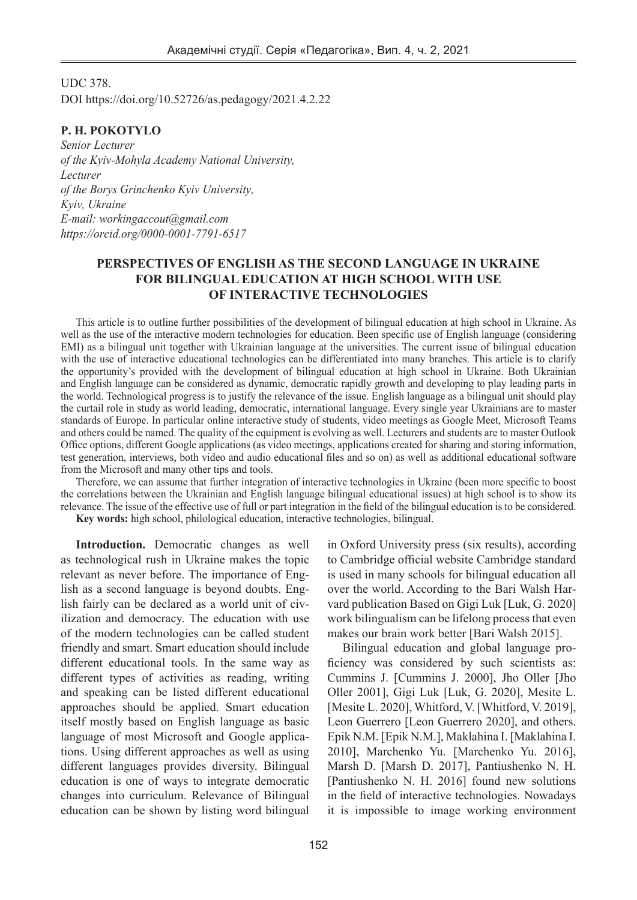UDC 378.
DOI https://doi.org/10.52726/as.pedagogy/2021.4.2.22

**P. H. POKOTYLO**

*Senior Lecturer*
*of the Kyiv-Mohyla Academy National University,*
*Lecturer*
*of the Borys Grinchenko Kyiv University,*
*Kyiv, Ukraine*
*E-mail: workingaccout@gmail.com*
*https://orcid.org/0000-0001-7791-6517*

# PERSPECTIVES OF ENGLISH AS THE SECOND LANGUAGE IN UKRAINE FOR BILINGUAL EDUCATION AT HIGH SCHOOL WITH USE OF INTERACTIVE TECHNOLOGIES

This article is to outline further possibilities of the development of bilingual education at high school in Ukraine. As well as the use of the interactive modern technologies for education. Been specific use of English language (considering EMI) as a bilingual unit together with Ukrainian language at the universities. The current issue of bilingual education with the use of interactive educational technologies can be differentiated into many branches. This article is to clarify the opportunity's provided with the development of bilingual education at high school in Ukraine. Both Ukrainian and English language can be considered as dynamic, democratic rapidly growth and developing to play leading parts in the world. Technological progress is to justify the relevance of the issue. English language as a bilingual unit should play the curtail role in study as world leading, democratic, international language. Every single year Ukrainians are to master standards of Europe. In particular online interactive study of students, video meetings as Google Meet, Microsoft Teams and others could be named. The quality of the equipment is evolving as well. Lecturers and students are to master Outlook Office options, different Google applications (as video meetings, applications created for sharing and storing information, test generation, interviews, both video and audio educational files and so on) as well as additional educational software from the Microsoft and many other tips and tools.

Therefore, we can assume that further integration of interactive technologies in Ukraine (been more specific to boost the correlations between the Ukrainian and English language bilingual educational issues) at high school is to show its relevance. The issue of the effective use of full or part integration in the field of the bilingual education is to be considered.

**Key words:** high school, philological education, interactive technologies, bilingual.

**Introduction.** Democratic changes as well as technological rush in Ukraine makes the topic relevant as never before. The importance of English as a second language is beyond doubts. English fairly can be declared as a world unit of civilization and democracy. The education with use of the modern technologies can be called student friendly and smart. Smart education should include different educational tools. In the same way as different types of activities as reading, writing and speaking can be listed different educational approaches should be applied. Smart education itself mostly based on English language as basic language of most Microsoft and Google applications. Using different approaches as well as using different languages provides diversity. Bilingual education is one of ways to integrate democratic changes into curriculum. Relevance of Bilingual education can be shown by listing word bilingual in Oxford University press (six results), according to Cambridge official website Cambridge standard is used in many schools for bilingual education all over the world. According to the Bari Walsh Harvard publication Based on Gigi Luk [Luk, G. 2020] work bilingualism can be lifelong process that even makes our brain work better [Bari Walsh 2015].

Bilingual education and global language proficiency was considered by such scientists as: Cummins J. [Cummins J. 2000], Jho Oller [Jho Oller 2001], Gigi Luk [Luk, G. 2020], Mesite L. [Mesite L. 2020], Whitford, V. [Whitford, V. 2019], Leon Guerrero [Leon Guerrero 2020], and others. Epik N.M. [Epik N.M.], Maklahina I. [Maklahina I. 2010], Marchenko Yu. [Marchenko Yu. 2016], Marsh D. [Marsh D. 2017], Pantiushenko N. H. [Pantiushenko N. H. 2016] found new solutions in the field of interactive technologies. Nowadays it is impossible to image working environment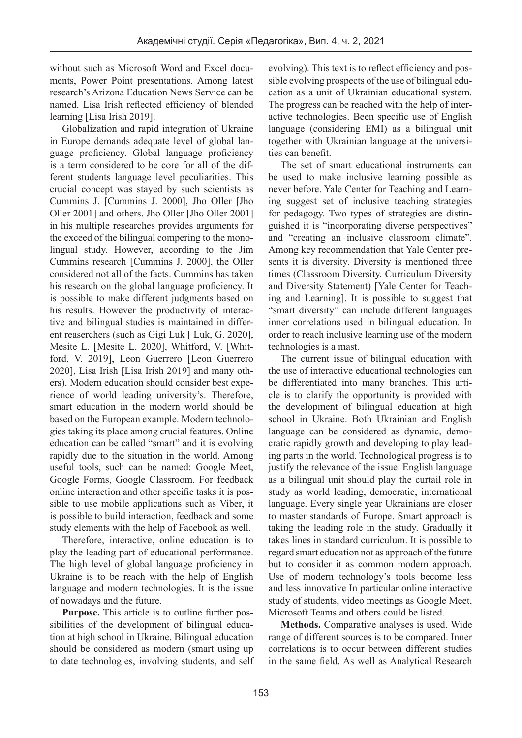without such as Microsoft Word and Excel documents, Power Point presentations. Among latest research's Arizona Education News Service can be named. Lisa Irish reflected efficiency of blended learning [Lisa Irish 2019].

Globalization and rapid integration of Ukraine in Europe demands adequate level of global language proficiency. Global language proficiency is a term considered to be core for all of the different students language level peculiarities. This crucial concept was stayed by such scientists as Cummins J. [Cummins J. 2000], Jho Oller [Jho Oller 2001] and others. Jho Oller [Jho Oller 2001] in his multiple researches provides arguments for the exceed of the bilingual compering to the monolingual study. However, according to the Jim Cummins research [Cummins J. 2000], the Oller considered not all of the facts. Cummins has taken his research on the global language proficiency. It is possible to make different judgments based on his results. However the productivity of interactive and bilingual studies is maintained in different reaserchers (such as Gigi Luk [ Luk, G. 2020], Mesite L. [Mesite L. 2020], Whitford, V. [Whitford, V. 2019], Leon Guerrero [Leon Guerrero 2020], Lisa Irish [Lisa Irish 2019] and many others). Modern education should consider best experience of world leading university's. Therefore, smart education in the modern world should be based on the European example. Modern technologies taking its place among crucial features. Online education can be called "smart" and it is evolving rapidly due to the situation in the world. Among useful tools, such can be named: Google Meet, Google Forms, Google Classroom. For feedback online interaction and other specific tasks it is possible to use mobile applications such as Viber, it is possible to build interaction, feedback and some study elements with the help of Facebook as well.

Therefore, interactive, online education is to play the leading part of educational performance. The high level of global language proficiency in Ukraine is to be reach with the help of English language and modern technologies. It is the issue of nowadays and the future.

**Purpose.** This article is to outline further possibilities of the development of bilingual education at high school in Ukraine. Bilingual education should be considered as modern (smart using up to date technologies, involving students, and self evolving). This text is to reflect efficiency and possible evolving prospects of the use of bilingual education as a unit of Ukrainian educational system. The progress can be reached with the help of interactive technologies. Been specific use of English language (considering EMI) as a bilingual unit together with Ukrainian language at the universities can benefit.

The set of smart educational instruments can be used to make inclusive learning possible as never before. Yale Center for Teaching and Learning suggest set of inclusive teaching strategies for pedagogy. Two types of strategies are distinguished it is "incorporating diverse perspectives" and "creating an inclusive classroom climate". Among key recommendation that Yale Center presents it is diversity. Diversity is mentioned three times (Classroom Diversity, Curriculum Diversity and Diversity Statement) [Yale Center for Teaching and Learning]. It is possible to suggest that "smart diversity" can include different languages inner correlations used in bilingual education. In order to reach inclusive learning use of the modern technologies is a mast.

The current issue of bilingual education with the use of interactive educational technologies can be differentiated into many branches. This article is to clarify the opportunity is provided with the development of bilingual education at high school in Ukraine. Both Ukrainian and English language can be considered as dynamic, democratic rapidly growth and developing to play leading parts in the world. Technological progress is to justify the relevance of the issue. English language as a bilingual unit should play the curtail role in study as world leading, democratic, international language. Every single year Ukrainians are closer to master standards of Europe. Smart approach is taking the leading role in the study. Gradually it takes lines in standard curriculum. It is possible to regard smart education not as approach of the future but to consider it as common modern approach. Use of modern technology's tools become less and less innovative In particular online interactive study of students, video meetings as Google Meet, Microsoft Teams and others could be listed.

**Methods.** Comparative analyses is used. Wide range of different sources is to be compared. Inner correlations is to occur between different studies in the same field. As well as Analytical Research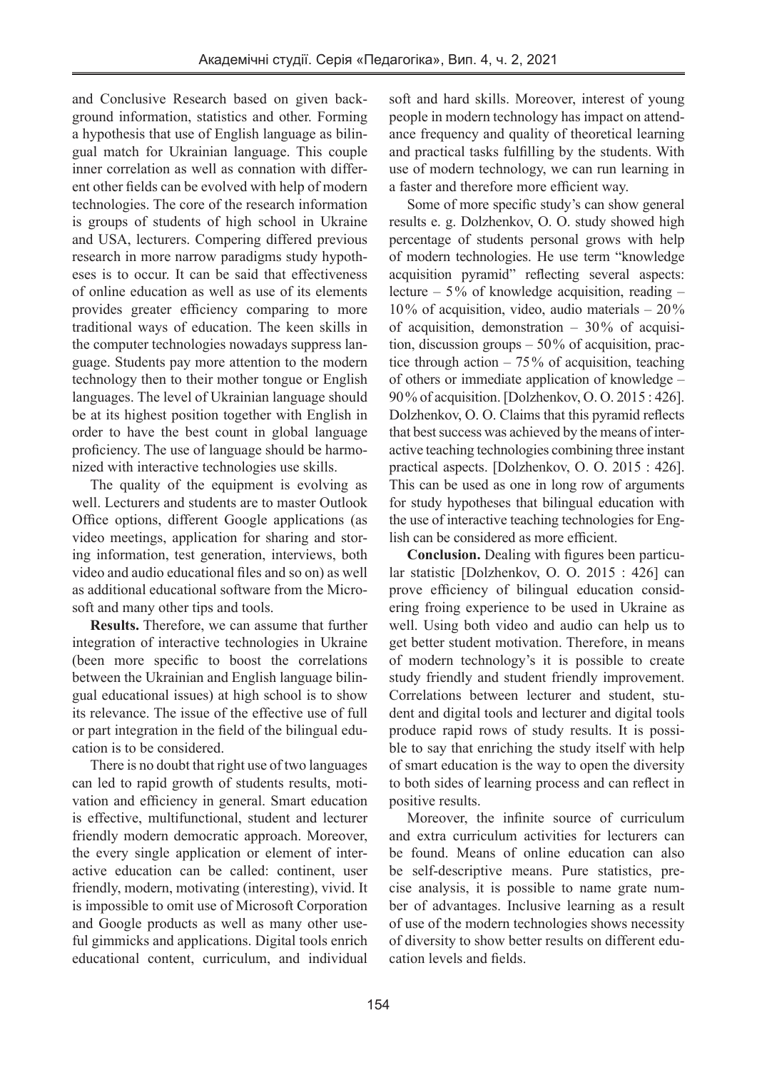and Conclusive Research based on given background information, statistics and other. Forming a hypothesis that use of English language as bilingual match for Ukrainian language. This couple inner correlation as well as connation with different other fields can be evolved with help of modern technologies. The core of the research information is groups of students of high school in Ukraine and USA, lecturers. Compering differed previous research in more narrow paradigms study hypotheses is to occur. It can be said that effectiveness of online education as well as use of its elements provides greater efficiency comparing to more traditional ways of education. The keen skills in the computer technologies nowadays suppress language. Students pay more attention to the modern technology then to their mother tongue or English languages. The level of Ukrainian language should be at its highest position together with English in order to have the best count in global language proficiency. The use of language should be harmonized with interactive technologies use skills.

The quality of the equipment is evolving as well. Lecturers and students are to master Outlook Office options, different Google applications (as video meetings, application for sharing and storing information, test generation, interviews, both video and audio educational files and so on) as well as additional educational software from the Microsoft and many other tips and tools.

**Results.** Therefore, we can assume that further integration of interactive technologies in Ukraine (been more specific to boost the correlations between the Ukrainian and English language bilingual educational issues) at high school is to show its relevance. The issue of the effective use of full or part integration in the field of the bilingual education is to be considered.

There is no doubt that right use of two languages can led to rapid growth of students results, motivation and efficiency in general. Smart education is effective, multifunctional, student and lecturer friendly modern democratic approach. Moreover, the every single application or element of interactive education can be called: continent, user friendly, modern, motivating (interesting), vivid. It is impossible to omit use of Microsoft Corporation and Google products as well as many other useful gimmicks and applications. Digital tools enrich educational content, curriculum, and individual soft and hard skills. Moreover, interest of young people in modern technology has impact on attendance frequency and quality of theoretical learning and practical tasks fulfilling by the students. With use of modern technology, we can run learning in a faster and therefore more efficient way.

Some of more specific study's can show general results e. g. Dolzhenkov, O. O. study showed high percentage of students personal grows with help of modern technologies. He use term "knowledge acquisition pyramid" reflecting several aspects: lecture – 5% of knowledge acquisition, reading – 10% of acquisition, video, audio materials – 20% of acquisition, demonstration – 30% of acquisition, discussion groups – 50% of acquisition, practice through action – 75% of acquisition, teaching of others or immediate application of knowledge – 90% of acquisition. [Dolzhenkov, O. O. 2015 : 426]. Dolzhenkov, O. O. Claims that this pyramid reflects that best success was achieved by the means of interactive teaching technologies combining three instant practical aspects. [Dolzhenkov, O. O. 2015 : 426]. This can be used as one in long row of arguments for study hypotheses that bilingual education with the use of interactive teaching technologies for English can be considered as more efficient.

**Conclusion.** Dealing with figures been particular statistic [Dolzhenkov, O. O. 2015 : 426] can prove efficiency of bilingual education considering froing experience to be used in Ukraine as well. Using both video and audio can help us to get better student motivation. Therefore, in means of modern technology's it is possible to create study friendly and student friendly improvement. Correlations between lecturer and student, student and digital tools and lecturer and digital tools produce rapid rows of study results. It is possible to say that enriching the study itself with help of smart education is the way to open the diversity to both sides of learning process and can reflect in positive results.

Moreover, the infinite source of curriculum and extra curriculum activities for lecturers can be found. Means of online education can also be self-descriptive means. Pure statistics, precise analysis, it is possible to name grate number of advantages. Inclusive learning as a result of use of the modern technologies shows necessity of diversity to show better results on different education levels and fields.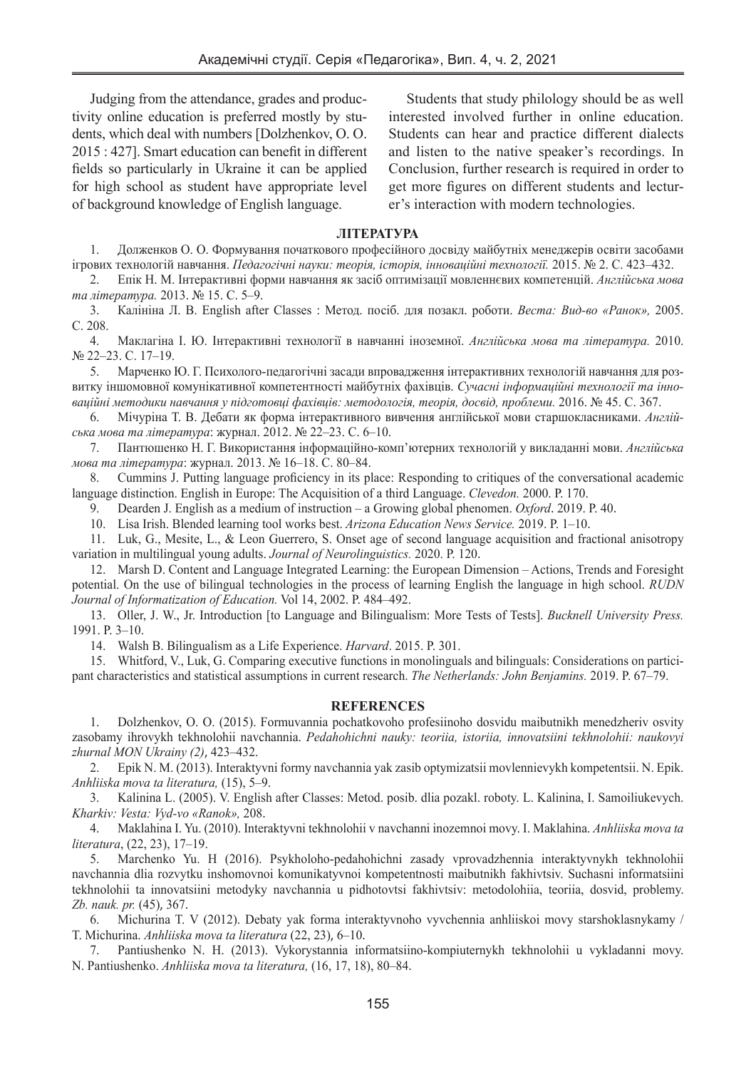Judging from the attendance, grades and productivity online education is preferred mostly by students, which deal with numbers [Dolzhenkov, O. O. 2015 : 427]. Smart education can benefit in different fields so particularly in Ukraine it can be applied for high school as student have appropriate level of background knowledge of English language.

Students that study philology should be as well interested involved further in online education. Students can hear and practice different dialects and listen to the native speaker's recordings. In Conclusion, further research is required in order to get more figures on different students and lecturer's interaction with modern technologies.

## ЛІТЕРАТУРА

1. Долженков О. О. Формування початкового професійного досвіду майбутніх менеджерів освіти засобами ігрових технологій навчання. *Педагогічні науки: теорія, історія, інноваційні технології.* 2015. № 2. С. 423–432.
2. Епік Н. М. Інтерактивні форми навчання як засіб оптимізації мовленнєвих компетенцій. *Англійська мова та література.* 2013. № 15. С. 5–9.
3. Калініна Л. В. English after Classes : Метод. посіб. для позакл. роботи. *Веста: Вид-во «Ранок»,* 2005. С. 208.
4. Маклагіна І. Ю. Інтерактивні технології в навчанні іноземної. *Англійська мова та література.* 2010. № 22–23. С. 17–19.
5. Марченко Ю. Г. Психолого-педагогічні засади впровадження інтерактивних технологій навчання для розвитку іншомовної комунікативної компетентності майбутніх фахівців. *Сучасні інформаційні технології та інноваційні методики навчання у підготовці фахівців: методологія, теорія, досвід, проблеми.* 2016. № 45. С. 367.
6. Мічуріна Т. В. Дебати як форма інтерактивного вивчення англійської мови старшокласниками. *Англійська мова та література*: журнал. 2012. № 22–23. С. 6–10.
7. Пантюшенко Н. Г. Використання інформаційно-комп'ютерних технологій у викладанні мови. *Англійська мова та література*: журнал. 2013. № 16–18. С. 80–84.
8. Cummins J. Putting language proficiency in its place: Responding to critiques of the conversational academic language distinction. English in Europe: The Acquisition of a third Language. *Clevedon.* 2000. P. 170.
9. Dearden J. English as a medium of instruction – a Growing global phenomen. *Oxford*. 2019. P. 40.
10. Lisa Irish. Blended learning tool works best. *Arizona Education News Service.* 2019. P. 1–10.
11. Luk, G., Mesite, L., & Leon Guerrero, S. Onset age of second language acquisition and fractional anisotropy variation in multilingual young adults. *Journal of Neurolinguistics.* 2020. P. 120.
12. Marsh D. Content and Language Integrated Learning: the European Dimension – Actions, Trends and Foresight potential. On the use of bilingual technologies in the process of learning English the language in high school. *RUDN Journal of Informatization of Education.* Vol 14, 2002. P. 484–492.
13. Oller, J. W., Jr. Introduction [to Language and Bilingualism: More Tests of Tests]. *Bucknell University Press.* 1991. P. 3–10.
14. Walsh B. Bilingualism as a Life Experience. *Harvard*. 2015. P. 301.
15. Whitford, V., Luk, G. Comparing executive functions in monolinguals and bilinguals: Considerations on participant characteristics and statistical assumptions in current research. *The Netherlands: John Benjamins.* 2019. P. 67–79.

## REFERENCES

1. Dolzhenkov, O. O. (2015). Formuvannia pochatkovoho profesiinoho dosvidu maibutnikh menedzheriv osvity zasobamy ihrovykh tekhnolohii navchannia. *Pedahohichni nauky: teoriia, istoriia, innovatsiini tekhnolohii: naukovyi zhurnal MON Ukrainy (2)*, 423–432.
2. Epik N. M. (2013). Interaktyvni formy navchannia yak zasib optymizatsii movlennievykh kompetentsii. N. Epik. *Anhliiska mova ta literatura,* (15), 5–9.
3. Kalinina L. (2005). V. English after Classes: Metod. posib. dlia pozakl. roboty. L. Kalinina, I. Samoiliukevych. *Kharkiv: Vesta: Vyd-vo «Ranok»,* 208.
4. Maklahina I. Yu. (2010). Interaktyvni tekhnolohii v navchanni inozemnoi movy. I. Maklahina. *Anhliiska mova ta literatura*, (22, 23), 17–19.
5. Marchenko Yu. H (2016). Psykholoho-pedahohichni zasady vprovadzhennia interaktyvnykh tekhnolohii navchannia dlia rozvytku inshomovnoi komunikatyvnoi kompetentnosti maibutnikh fakhivtsiv. Suchasni informatsiini tekhnolohii ta innovatsiini metodyky navchannia u pidhotovtsi fakhivtsiv: metodolohiia, teoriia, dosvid, problemy. *Zb. nauk. pr.* (45), 367.
6. Michurina T. V (2012). Debaty yak forma interaktyvnoho vyvchennia anhliiskoi movy starshoklasnykamy / T. Michurina. *Anhliiska mova ta literatura* (22, 23), 6–10.
7. Pantiushenko N. H. (2013). Vykorystannia informatsiino-kompiuternykh tekhnolohii u vykladanni movy. N. Pantiushenko. *Anhliiska mova ta literatura,* (16, 17, 18), 80–84.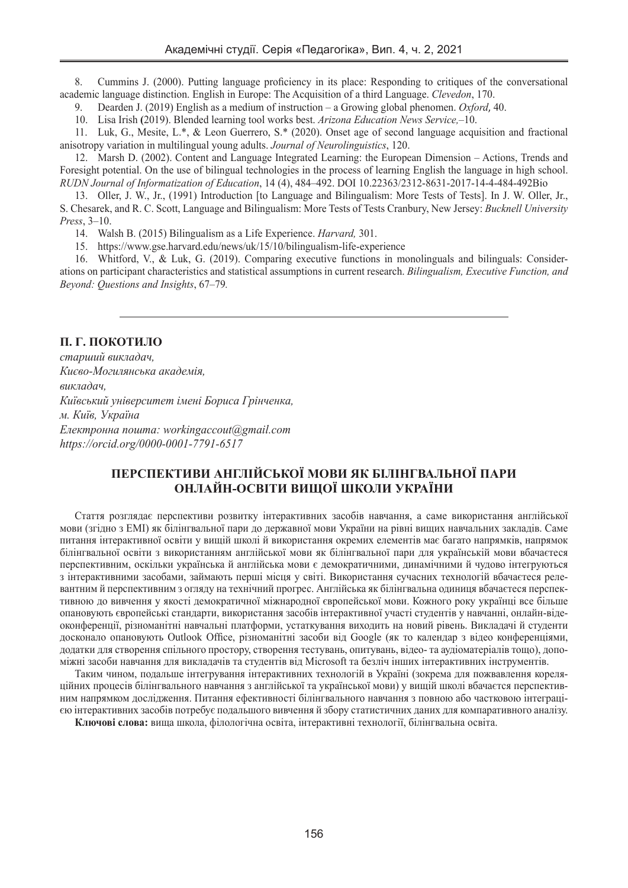8. Cummins J. (2000). Putting language proficiency in its place: Responding to critiques of the conversational academic language distinction. English in Europe: The Acquisition of a third Language. *Clevedon*, 170.

9. Dearden J. (2019) English as a medium of instruction – a Growing global phenomen. *Oxford,* 40.

10. Lisa Irish **(**2019). Blended learning tool works best. *Arizona Education News Service,*–10.

11. Luk, G., Mesite, L.*, & Leon Guerrero, S.* (2020). Onset age of second language acquisition and fractional anisotropy variation in multilingual young adults. *Journal of Neurolinguistics*, 120.

12. Marsh D. (2002). Content and Language Integrated Learning: the European Dimension – Actions, Trends and Foresight potential. On the use of bilingual technologies in the process of learning English the language in high school. *RUDN Journal of Informatization of Education*, 14 (4), 484–492. DOI 10.22363/2312-8631-2017-14-4-484-492Bio

13. Oller, J. W., Jr., (1991) Introduction [to Language and Bilingualism: More Tests of Tests]. In J. W. Oller, Jr., S. Chesarek, and R. C. Scott, Language and Bilingualism: More Tests of Tests Cranbury, New Jersey: *Bucknell University Press*, 3–10.

14. Walsh B. (2015) Bilingualism as a Life Experience. *Harvard,* 301.

15. https://www.gse.harvard.edu/news/uk/15/10/bilingualism-life-experience

16. Whitford, V., & Luk, G. (2019). Comparing executive functions in monolinguals and bilinguals: Considerations on participant characteristics and statistical assumptions in current research. *Bilingualism, Executive Function, and Beyond: Questions and Insights*, 67–79*.*

---

**П. Г. ПОКОТИЛО**

*старший викладач,*
*Києво-Могилянська академія,*
*викладач,*
*Київський університет імені Бориса Грінченка,*
*м. Київ, Україна*
*Електронна пошта: workingaccout@gmail.com*
*https://orcid.org/0000-0001-7791-6517*

## ПЕРСПЕКТИВИ АНГЛІЙСЬКОЇ МОВИ ЯК БІЛІНГВАЛЬНОЇ ПАРИ ОНЛАЙН-ОСВІТИ ВИЩОЇ ШКОЛИ УКРАЇНИ

Стаття розглядає перспективи розвитку інтерактивних засобів навчання, а саме використання англійської мови (згідно з ЕМІ) як білінгвальної пари до державної мови України на рівні вищих навчальних закладів. Саме питання інтерактивної освіти у вищій школі й використання окремих елементів має багато напрямків, напрямок білінгвальної освіти з використанням англійської мови як білінгвальної пари для українській мови вбачається перспективним, оскільки українська й англійська мови є демократичними, динамічними й чудово інтегруються з інтерактивними засобами, займають перші місця у світі. Використання сучасних технологій вбачається релевантним й перспективним з огляду на технічний прогрес. Англійська як білінгвальна одиниця вбачається перспективною до вивчення у якості демократичної міжнародної європейської мови. Кожного року українці все більше опановують європейські стандарти, використання засобів інтерактивної участі студентів у навчанні, онлайн-відеоконференції, різноманітні навчальні платформи, устаткування виходить на новий рівень. Викладачі й студенти досконало опановують Outlook Office, різноманітні засоби від Google (як то календар з відео конференціями, додатки для створення спільного простору, створення тестувань, опитувань, відео- та аудіоматеріалів тощо), допоміжні засоби навчання для викладачів та студентів від Microsoft та безліч інших інтерактивних інструментів.

Таким чином, подальше інтегрування інтерактивних технологій в Україні (зокрема для пожвавлення кореляційних процесів білінгвального навчання з англійської та української мови) у вищій школі вбачається перспективним напрямком дослідження. Питання ефективності білінгвального навчання з повною або частковою інтеграцією інтерактивних засобів потребує подальшого вивчення й збору статистичних даних для компаративного аналізу.

**Ключові слова:** вища школа, філологічна освіта, інтерактивні технології, білінгвальна освіта.